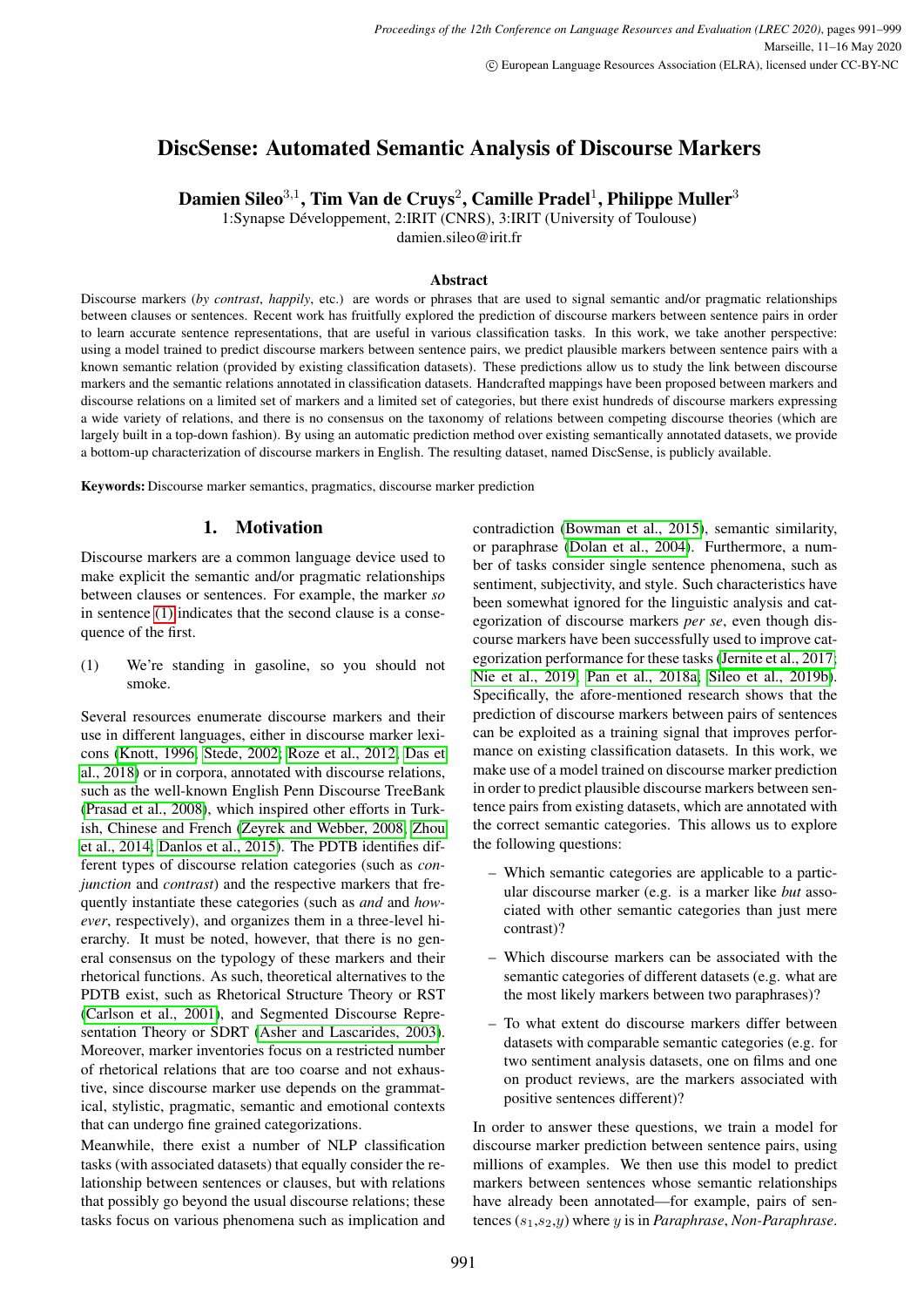# DiscSense: Automated Semantic Analysis of Discourse Markers

**Damien Sileo[3,1], Tim Van de Cruys[2], Camille Pradel[1], Philippe Muller[3]**

1:Synapse Développement, 2:IRIT (CNRS), 3:IRIT (University of Toulouse)

damien.sileo@irit.fr

### Abstract

Discourse markers (*by contrast*, *happily*, etc.) are words or phrases that are used to signal semantic and/or pragmatic relationships between clauses or sentences. Recent work has fruitfully explored the prediction of discourse markers between sentence pairs in order to learn accurate sentence representations, that are useful in various classification tasks. In this work, we take another perspective: using a model trained to predict discourse markers between sentence pairs, we predict plausible markers between sentence pairs with a known semantic relation (provided by existing classification datasets). These predictions allow us to study the link between discourse markers and the semantic relations annotated in classification datasets. Handcrafted mappings have been proposed between markers and discourse relations on a limited set of markers and a limited set of categories, but there exist hundreds of discourse markers expressing a wide variety of relations, and there is no consensus on the taxonomy of relations between competing discourse theories (which are largely built in a top-down fashion). By using an automatic prediction method over existing semantically annotated datasets, we provide a bottom-up characterization of discourse markers in English. The resulting dataset, named DiscSense, is publicly available.

**Keywords:** Discourse marker semantics, pragmatics, discourse marker prediction

## 1. Motivation

Discourse markers are a common language device used to make explicit the semantic and/or pragmatic relationships between clauses or sentences. For example, the marker *so* in sentence (1) indicates that the second clause is a consequence of the first.

(1) We're standing in gasoline, so you should not smoke.

Several resources enumerate discourse markers and their use in different languages, either in discourse marker lexicons (Knott, 1996; Stede, 2002; Roze et al., 2012; Das et al., 2018) or in corpora, annotated with discourse relations, such as the well-known English Penn Discourse TreeBank (Prasad et al., 2008), which inspired other efforts in Turkish, Chinese and French (Zeyrek and Webber, 2008; Zhou et al., 2014; Danlos et al., 2015). The PDTB identifies different types of discourse relation categories (such as *conjunction* and *contrast*) and the respective markers that frequently instantiate these categories (such as *and* and *however*, respectively), and organizes them in a three-level hierarchy. It must be noted, however, that there is no general consensus on the typology of these markers and their rhetorical functions. As such, theoretical alternatives to the PDTB exist, such as Rhetorical Structure Theory or RST (Carlson et al., 2001), and Segmented Discourse Representation Theory or SDRT (Asher and Lascarides, 2003). Moreover, marker inventories focus on a restricted number of rhetorical relations that are too coarse and not exhaustive, since discourse marker use depends on the grammatical, stylistic, pragmatic, semantic and emotional contexts that can undergo fine grained categorizations.

Meanwhile, there exist a number of NLP classification tasks (with associated datasets) that equally consider the relationship between sentences or clauses, but with relations that possibly go beyond the usual discourse relations; these tasks focus on various phenomena such as implication and contradiction (Bowman et al., 2015), semantic similarity, or paraphrase (Dolan et al., 2004). Furthermore, a number of tasks consider single sentence phenomena, such as sentiment, subjectivity, and style. Such characteristics have been somewhat ignored for the linguistic analysis and categorization of discourse markers *per se*, even though discourse markers have been successfully used to improve categorization performance for these tasks (Jernite et al., 2017; Nie et al., 2019; Pan et al., 2018a; Sileo et al., 2019b). Specifically, the afore-mentioned research shows that the prediction of discourse markers between pairs of sentences can be exploited as a training signal that improves performance on existing classification datasets. In this work, we make use of a model trained on discourse marker prediction in order to predict plausible discourse markers between sentence pairs from existing datasets, which are annotated with the correct semantic categories. This allows us to explore the following questions:

- Which semantic categories are applicable to a particular discourse marker (e.g. is a marker like *but* associated with other semantic categories than just mere contrast)?
- Which discourse markers can be associated with the semantic categories of different datasets (e.g. what are the most likely markers between two paraphrases)?
- To what extent do discourse markers differ between datasets with comparable semantic categories (e.g. for two sentiment analysis datasets, one on films and one on product reviews, are the markers associated with positive sentences different)?

In order to answer these questions, we train a model for discourse marker prediction between sentence pairs, using millions of examples. We then use this model to predict markers between sentences whose semantic relationships have already been annotated—for example, pairs of sentences ($s_1$,$s_2$,$y$) where $y$ is in *Paraphrase*, *Non-Paraphrase*.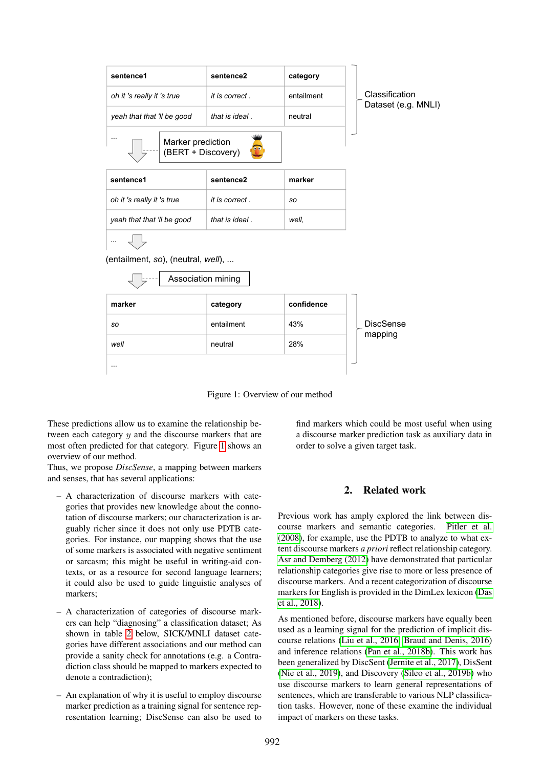| sentence1 | sentence2 | category |
| --- | --- | --- |
| *oh it 's really it 's true* | *it is correct .* | entailment |
| *yeah that that 'll be good* | *that is ideal .* | neutral |
| ... | | |

Classification Dataset (e.g. MNLI)

Marker prediction (BERT + Discovery)

| sentence1 | sentence2 | marker |
| --- | --- | --- |
| *oh it 's really it 's true* | *it is correct .* | *so* |
| *yeah that that 'll be good* | *that is ideal .* | *well,* |
| ... | | |

(entailment, *so*), (neutral, *well*), ...

Association mining

| marker | category | confidence |
| --- | --- | --- |
| *so* | entailment | 43% |
| *well* | neutral | 28% |
| ... | | |

DiscSense mapping

Figure 1: Overview of our method

These predictions allow us to examine the relationship between each category $y$ and the discourse markers that are most often predicted for that category. Figure 1 shows an overview of our method.

Thus, we propose *DiscSense*, a mapping between markers and senses, that has several applications:

- A characterization of discourse markers with categories that provides new knowledge about the connotation of discourse markers; our characterization is arguably richer since it does not only use PDTB categories. For instance, our mapping shows that the use of some markers is associated with negative sentiment or sarcasm; this might be useful in writing-aid contexts, or as a resource for second language learners; it could also be used to guide linguistic analyses of markers;
- A characterization of categories of discourse markers can help "diagnosing" a classification dataset; As shown in table 2 below, SICK/MNLI dataset categories have different associations and our method can provide a sanity check for annotations (e.g. a Contradiction class should be mapped to markers expected to denote a contradiction);
- An explanation of why it is useful to employ discourse marker prediction as a training signal for sentence representation learning; DiscSense can also be used to find markers which could be most useful when using a discourse marker prediction task as auxiliary data in order to solve a given target task.

## 2. Related work

Previous work has amply explored the link between discourse markers and semantic categories. Pitler et al. (2008), for example, use the PDTB to analyze to what extent discourse markers *a priori* reflect relationship category. Asr and Demberg (2012) have demonstrated that particular relationship categories give rise to more or less presence of discourse markers. And a recent categorization of discourse markers for English is provided in the DimLex lexicon (Das et al., 2018).

As mentioned before, discourse markers have equally been used as a learning signal for the prediction of implicit discourse relations (Liu et al., 2016; Braud and Denis, 2016) and inference relations (Pan et al., 2018b). This work has been generalized by DiscSent (Jernite et al., 2017), DisSent (Nie et al., 2019), and Discovery (Sileo et al., 2019b) who use discourse markers to learn general representations of sentences, which are transferable to various NLP classification tasks. However, none of these examine the individual impact of markers on these tasks.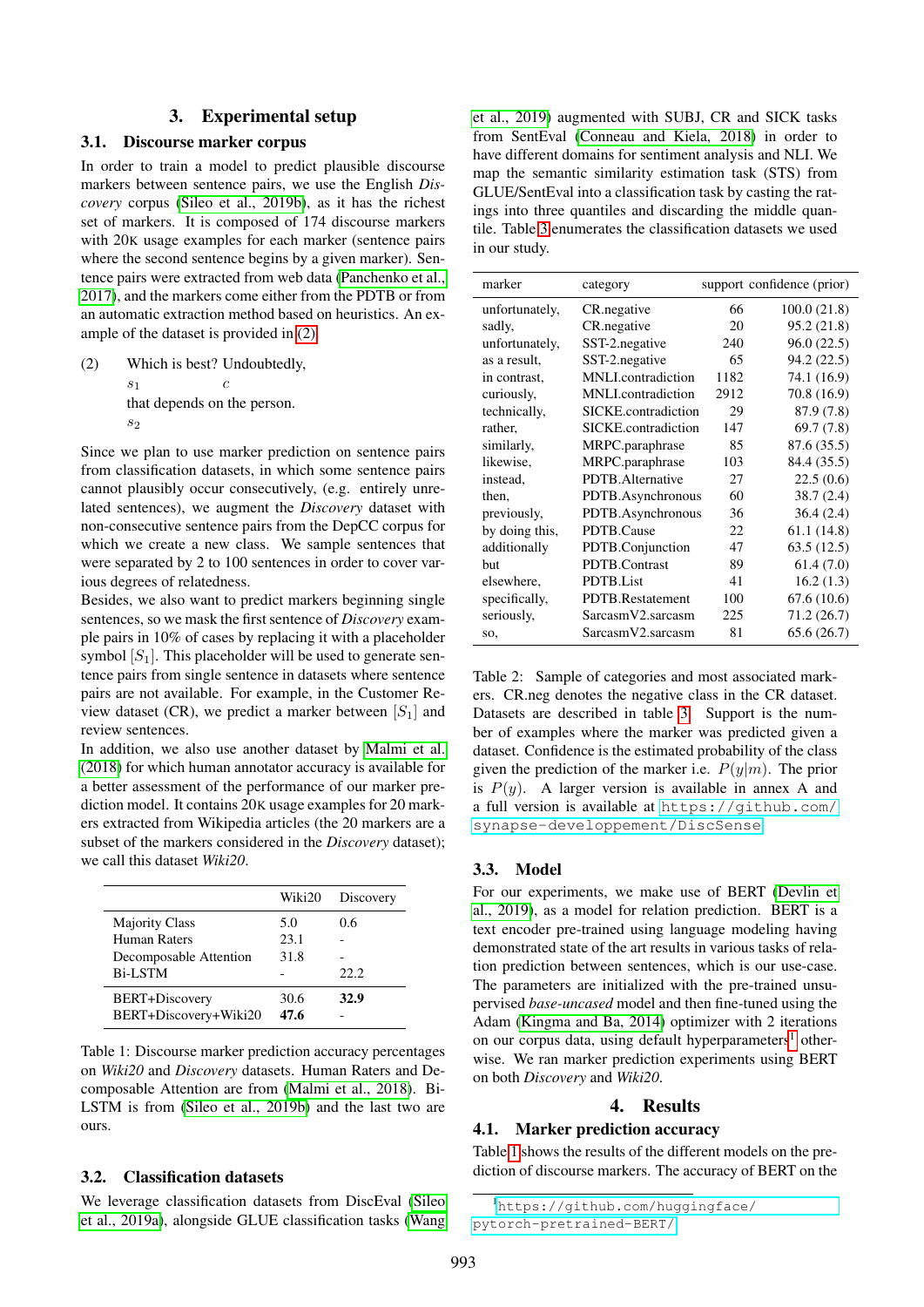## 3. Experimental setup

### 3.1. Discourse marker corpus

In order to train a model to predict plausible discourse markers between sentence pairs, we use the English *Discovery* corpus (Sileo et al., 2019b), as it has the richest set of markers. It is composed of 174 discourse markers with 20K usage examples for each marker (sentence pairs where the second sentence begins by a given marker). Sentence pairs were extracted from web data (Panchenko et al., 2017), and the markers come either from the PDTB or from an automatic extraction method based on heuristics. An example of the dataset is provided in (2).

(2) Which is best? Undoubtedly, that depends on the person.
$s_1$ $c$ $s_2$

Since we plan to use marker prediction on sentence pairs from classification datasets, in which some sentence pairs cannot plausibly occur consecutively, (e.g. entirely unrelated sentences), we augment the *Discovery* dataset with non-consecutive sentence pairs from the DepCC corpus for which we create a new class. We sample sentences that were separated by 2 to 100 sentences in order to cover various degrees of relatedness.

Besides, we also want to predict markers beginning single sentences, so we mask the first sentence of *Discovery* example pairs in 10% of cases by replacing it with a placeholder symbol $[S_1]$. This placeholder will be used to generate sentence pairs from single sentence in datasets where sentence pairs are not available. For example, in the Customer Review dataset (CR), we predict a marker between $[S_1]$ and review sentences.

In addition, we also use another dataset by Malmi et al. (2018) for which human annotator accuracy is available for a better assessment of the performance of our marker prediction model. It contains 20K usage examples for 20 markers extracted from Wikipedia articles (the 20 markers are a subset of the markers considered in the *Discovery* dataset); we call this dataset *Wiki20*.

| | Wiki20 | Discovery |
|---|---|---|
| Majority Class | 5.0 | 0.6 |
| Human Raters | 23.1 | - |
| Decomposable Attention | 31.8 | - |
| Bi-LSTM | - | 22.2 |
| BERT+Discovery | 30.6 | **32.9** |
| BERT+Discovery+Wiki20 | **47.6** | - |

Table 1: Discourse marker prediction accuracy percentages on *Wiki20* and *Discovery* datasets. Human Raters and Decomposable Attention are from (Malmi et al., 2018). Bi-LSTM is from (Sileo et al., 2019b) and the last two are ours.

### 3.2. Classification datasets

We leverage classification datasets from DiscEval (Sileo et al., 2019a), alongside GLUE classification tasks (Wang et al., 2019) augmented with SUBJ, CR and SICK tasks from SentEval (Conneau and Kiela, 2018) in order to have different domains for sentiment analysis and NLI. We map the semantic similarity estimation task (STS) from GLUE/SentEval into a classification task by casting the ratings into three quantiles and discarding the middle quantile. Table 3 enumerates the classification datasets we used in our study.

| marker | category | support | confidence (prior) |
|---|---|---|---|
| unfortunately, | CR.negative | 66 | 100.0 (21.8) |
| sadly, | CR.negative | 20 | 95.2 (21.8) |
| unfortunately, | SST-2.negative | 240 | 96.0 (22.5) |
| as a result, | SST-2.negative | 65 | 94.2 (22.5) |
| in contrast, | MNLI.contradiction | 1182 | 74.1 (16.9) |
| curiously, | MNLI.contradiction | 2912 | 70.8 (16.9) |
| technically, | SICKE.contradiction | 29 | 87.9 (7.8) |
| rather, | SICKE.contradiction | 147 | 69.7 (7.8) |
| similarly, | MRPC.paraphrase | 85 | 87.6 (35.5) |
| likewise, | MRPC.paraphrase | 103 | 84.4 (35.5) |
| instead, | PDTB.Alternative | 27 | 22.5 (0.6) |
| then, | PDTB.Asynchronous | 60 | 38.7 (2.4) |
| previously, | PDTB.Asynchronous | 36 | 36.4 (2.4) |
| by doing this, | PDTB.Cause | 22 | 61.1 (14.8) |
| additionally | PDTB.Conjunction | 47 | 63.5 (12.5) |
| but | PDTB.Contrast | 89 | 61.4 (7.0) |
| elsewhere, | PDTB.List | 41 | 16.2 (1.3) |
| specifically, | PDTB.Restatement | 100 | 67.6 (10.6) |
| seriously, | SarcasmV2.sarcasm | 225 | 71.2 (26.7) |
| so, | SarcasmV2.sarcasm | 81 | 65.6 (26.7) |

Table 2: Sample of categories and most associated markers. CR.neg denotes the negative class in the CR dataset. Datasets are described in table 3. Support is the number of examples where the marker was predicted given a dataset. Confidence is the estimated probability of the class given the prediction of the marker i.e. $P(y|m)$. The prior is $P(y)$. A larger version is available in annex A and a full version is available at https://github.com/synapse-developpement/DiscSense

### 3.3. Model

For our experiments, we make use of BERT (Devlin et al., 2019), as a model for relation prediction. BERT is a text encoder pre-trained using language modeling having demonstrated state of the art results in various tasks of relation prediction between sentences, which is our use-case. The parameters are initialized with the pre-trained unsupervised *base-uncased* model and then fine-tuned using the Adam (Kingma and Ba, 2014) optimizer with 2 iterations on our corpus data, using default hyperparameters[1] otherwise. We ran marker prediction experiments using BERT on both *Discovery* and *Wiki20*.

## 4. Results

### 4.1. Marker prediction accuracy

Table 1 shows the results of the different models on the prediction of discourse markers. The accuracy of BERT on the

[1] https://github.com/huggingface/pytorch-pretrained-BERT/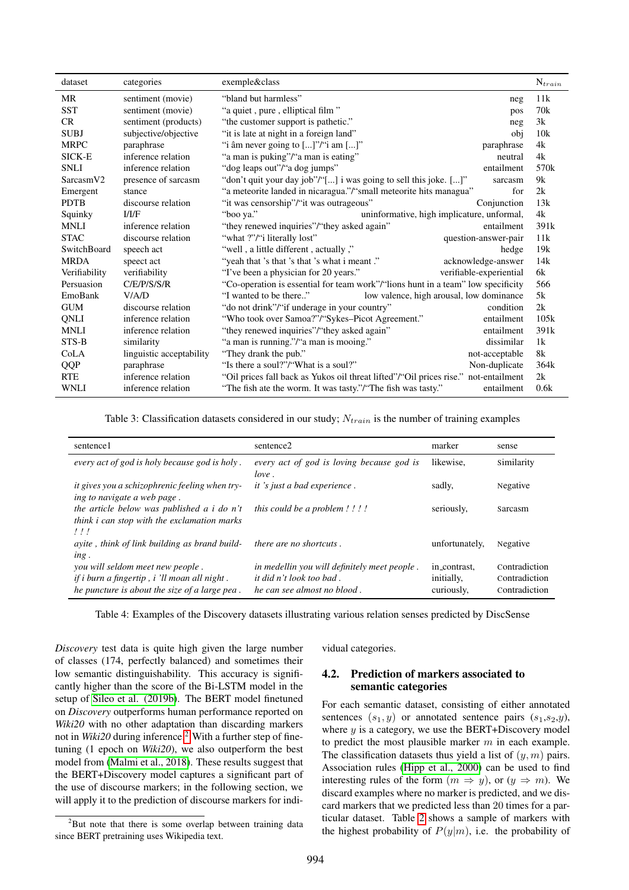| dataset | categories | exemple&class | | $N_{train}$ |
|---|---|---|---|---|
| MR | sentiment (movie) | "bland but harmless" | neg | 11k |
| SST | sentiment (movie) | "a quiet , pure , elliptical film " | pos | 70k |
| CR | sentiment (products) | "the customer support is pathetic." | neg | 3k |
| SUBJ | subjective/objective | "it is late at night in a foreign land" | obj | 10k |
| MRPC | paraphrase | "i âm never going to [...]"/"i am [...]" | paraphrase | 4k |
| SICK-E | inference relation | "a man is puking"/"a man is eating" | neutral | 4k |
| SNLI | inference relation | "dog leaps out"/"a dog jumps" | entailment | 570k |
| SarcasmV2 | presence of sarcasm | "don't quit your day job"/"[...] i was going to sell this joke. [...]" | sarcasm | 9k |
| Emergent | stance | "a meteorite landed in nicaragua."/"small meteorite hits managua" | for | 2k |
| PDTB | discourse relation | "it was censorship"/"it was outrageous" | Conjunction | 13k |
| Squinky | I/I/F | "boo ya." | uninformative, high implicature, unformal, | 4k |
| MNLI | inference relation | "they renewed inquiries"/"they asked again" | entailment | 391k |
| STAC | discourse relation | "what ?"/"i literally lost" | question-answer-pair | 11k |
| SwitchBoard | speech act | "well , a little different , actually ," | hedge | 19k |
| MRDA | speect act | "yeah that 's that 's that 's what i meant ." | acknowledge-answer | 14k |
| Verifiability | verifiability | "I've been a physician for 20 years." | verifiable-experiential | 6k |
| Persuasion | C/E/P/S/S/R | "Co-operation is essential for team work"/"lions hunt in a team" | low specificity | 566 |
| EmoBank | V/A/D | "I wanted to be there.." | low valence, high arousal, low dominance | 5k |
| GUM | discourse relation | "do not drink"/"if underage in your country" | condition | 2k |
| QNLI | inference relation | "Who took over Samoa?"/"Sykes–Picot Agreement." | entailment | 105k |
| MNLI | inference relation | "they renewed inquiries"/"they asked again" | entailment | 391k |
| STS-B | similarity | "a man is running."/"a man is mooing." | dissimilar | 1k |
| CoLA | linguistic acceptability | "They drank the pub." | not-acceptable | 8k |
| QQP | paraphrase | "Is there a soul?"/"What is a soul?" | Non-duplicate | 364k |
| RTE | inference relation | "Oil prices fall back as Yukos oil threat lifted"/"Oil prices rise." | not-entailment | 2k |
| WNLI | inference relation | "The fish ate the worm. It was tasty."/"The fish was tasty." | entailment | 0.6k |

Table 3: Classification datasets considered in our study; $N_{train}$ is the number of training examples

| sentence1 | sentence2 | marker | sense |
|---|---|---|---|
| *every act of god is holy because god is holy .* | *every act of god is loving because god is love .* | likewise, | Similarity |
| *it gives you a schizophrenic feeling when trying to navigate a web page .* | *it 's just a bad experience .* | sadly, | Negative |
| *the article below was published a i do n't think i can stop with the exclamation marks ! ! !* | *this could be a problem ! ! ! !* | seriously, | Sarcasm |
| *ayite , think of link building as brand building .* | *there are no shortcuts .* | unfortunately, | Negative |
| *you will seldom meet new people .* | *in medellin you will definitely meet people .* | in_contrast, | Contradiction |
| *if i burn a fingertip , i 'll moan all night .* | *it did n't look too bad .* | initially, | Contradiction |
| *he puncture is about the size of a large pea .* | *he can see almost no blood .* | curiously, | Contradiction |

Table 4: Examples of the Discovery datasets illustrating various relation senses predicted by DiscSense

*Discovery* test data is quite high given the large number of classes (174, perfectly balanced) and sometimes their low semantic distinguishability. This accuracy is significantly higher than the score of the Bi-LSTM model in the setup of Sileo et al. (2019b). The BERT model finetuned on *Discovery* outperforms human performance reported on *Wiki20* with no other adaptation than discarding markers not in *Wiki20* during inference.[2] With a further step of finetuning (1 epoch on *Wiki20*), we also outperform the best model from (Malmi et al., 2018). These results suggest that the BERT+Discovery model captures a significant part of the use of discourse markers; in the following section, we will apply it to the prediction of discourse markers for individual categories.

[2] But note that there is some overlap between training data since BERT pretraining uses Wikipedia text.

## 4.2. Prediction of markers associated to semantic categories

For each semantic dataset, consisting of either annotated sentences $(s_1, y)$ or annotated sentence pairs $(s_1,s_2,y)$, where $y$ is a category, we use the BERT+Discovery model to predict the most plausible marker $m$ in each example. The classification datasets thus yield a list of $(y, m)$ pairs. Association rules (Hipp et al., 2000) can be used to find interesting rules of the form $(m \Rightarrow y)$, or $(y \Rightarrow m)$. We discard examples where no marker is predicted, and we discard markers that we predicted less than 20 times for a particular dataset. Table 2 shows a sample of markers with the highest probability of $P(y|m)$, i.e. the probability of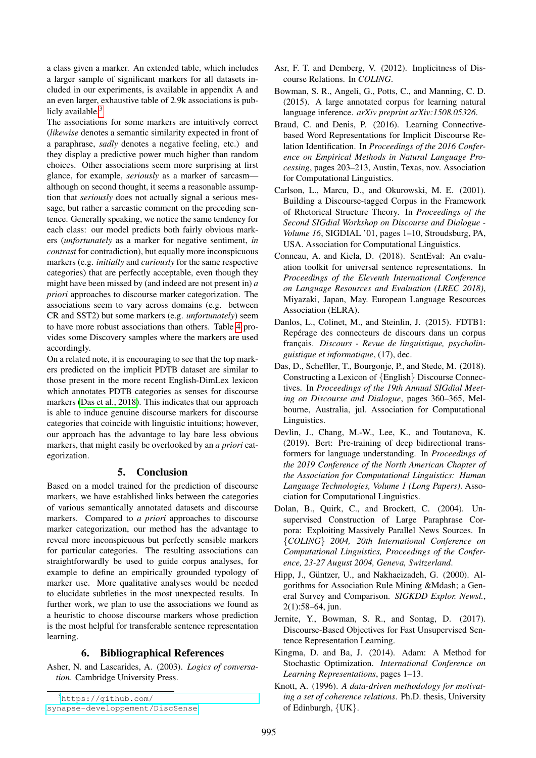a class given a marker. An extended table, which includes a larger sample of significant markers for all datasets included in our experiments, is available in appendix A and an even larger, exhaustive table of 2.9k associations is publicly available.[3]

The associations for some markers are intuitively correct (*likewise* denotes a semantic similarity expected in front of a paraphrase, *sadly* denotes a negative feeling, etc.) and they display a predictive power much higher than random choices. Other associations seem more surprising at first glance, for example, *seriously* as a marker of sarcasm—although on second thought, it seems a reasonable assumption that *seriously* does not actually signal a serious message, but rather a sarcastic comment on the preceding sentence. Generally speaking, we notice the same tendency for each class: our model predicts both fairly obvious markers (*unfortunately* as a marker for negative sentiment, *in contrast* for contradiction), but equally more inconspicuous markers (e.g. *initially* and *curiously* for the same respective categories) that are perfectly acceptable, even though they might have been missed by (and indeed are not present in) *a priori* approaches to discourse marker categorization. The associations seem to vary across domains (e.g. between CR and SST2) but some markers (e.g. *unfortunately*) seem to have more robust associations than others. Table 4 provides some Discovery samples where the markers are used accordingly.

On a related note, it is encouraging to see that the top markers predicted on the implicit PDTB dataset are similar to those present in the more recent English-DimLex lexicon which annotates PDTB categories as senses for discourse markers (Das et al., 2018). This indicates that our approach is able to induce genuine discourse markers for discourse categories that coincide with linguistic intuitions; however, our approach has the advantage to lay bare less obvious markers, that might easily be overlooked by an *a priori* categorization.

## 5. Conclusion

Based on a model trained for the prediction of discourse markers, we have established links between the categories of various semantically annotated datasets and discourse markers. Compared to *a priori* approaches to discourse marker categorization, our method has the advantage to reveal more inconspicuous but perfectly sensible markers for particular categories. The resulting associations can straightforwardly be used to guide corpus analyses, for example to define an empirically grounded typology of marker use. More qualitative analyses would be needed to elucidate subtleties in the most unexpected results. In further work, we plan to use the associations we found as a heuristic to choose discourse markers whose prediction is the most helpful for transferable sentence representation learning.

## 6. Bibliographical References

Asher, N. and Lascarides, A. (2003). *Logics of conversation*. Cambridge University Press.

Asr, F. T. and Demberg, V. (2012). Implicitness of Discourse Relations. In *COLING*.

Bowman, S. R., Angeli, G., Potts, C., and Manning, C. D. (2015). A large annotated corpus for learning natural language inference. *arXiv preprint arXiv:1508.05326*.

Braud, C. and Denis, P. (2016). Learning Connective-based Word Representations for Implicit Discourse Relation Identification. In *Proceedings of the 2016 Conference on Empirical Methods in Natural Language Processing*, pages 203–213, Austin, Texas, nov. Association for Computational Linguistics.

Carlson, L., Marcu, D., and Okurowski, M. E. (2001). Building a Discourse-tagged Corpus in the Framework of Rhetorical Structure Theory. In *Proceedings of the Second SIGdial Workshop on Discourse and Dialogue - Volume 16*, SIGDIAL '01, pages 1–10, Stroudsburg, PA, USA. Association for Computational Linguistics.

Conneau, A. and Kiela, D. (2018). SentEval: An evaluation toolkit for universal sentence representations. In *Proceedings of the Eleventh International Conference on Language Resources and Evaluation (LREC 2018)*, Miyazaki, Japan, May. European Language Resources Association (ELRA).

Danlos, L., Colinet, M., and Steinlin, J. (2015). FDTB1: Repérage des connecteurs de discours dans un corpus français. *Discours - Revue de linguistique, psycholinguistique et informatique*, (17), dec.

Das, D., Scheffler, T., Bourgonje, P., and Stede, M. (2018). Constructing a Lexicon of {English} Discourse Connectives. In *Proceedings of the 19th Annual SIGdial Meeting on Discourse and Dialogue*, pages 360–365, Melbourne, Australia, jul. Association for Computational Linguistics.

Devlin, J., Chang, M.-W., Lee, K., and Toutanova, K. (2019). Bert: Pre-training of deep bidirectional transformers for language understanding. In *Proceedings of the 2019 Conference of the North American Chapter of the Association for Computational Linguistics: Human Language Technologies, Volume 1 (Long Papers)*. Association for Computational Linguistics.

Dolan, B., Quirk, C., and Brockett, C. (2004). Unsupervised Construction of Large Paraphrase Corpora: Exploiting Massively Parallel News Sources. In *{COLING} 2004, 20th International Conference on Computational Linguistics, Proceedings of the Conference, 23-27 August 2004, Geneva, Switzerland*.

Hipp, J., Güntzer, U., and Nakhaeizadeh, G. (2000). Algorithms for Association Rule Mining &Mdash; a General Survey and Comparison. *SIGKDD Explor. Newsl.*, 2(1):58–64, jun.

Jernite, Y., Bowman, S. R., and Sontag, D. (2017). Discourse-Based Objectives for Fast Unsupervised Sentence Representation Learning.

Kingma, D. and Ba, J. (2014). Adam: A Method for Stochastic Optimization. *International Conference on Learning Representations*, pages 1–13.

Knott, A. (1996). *A data-driven methodology for motivating a set of coherence relations*. Ph.D. thesis, University of Edinburgh, {UK}.

[3] https://github.com/synapse-developpement/DiscSense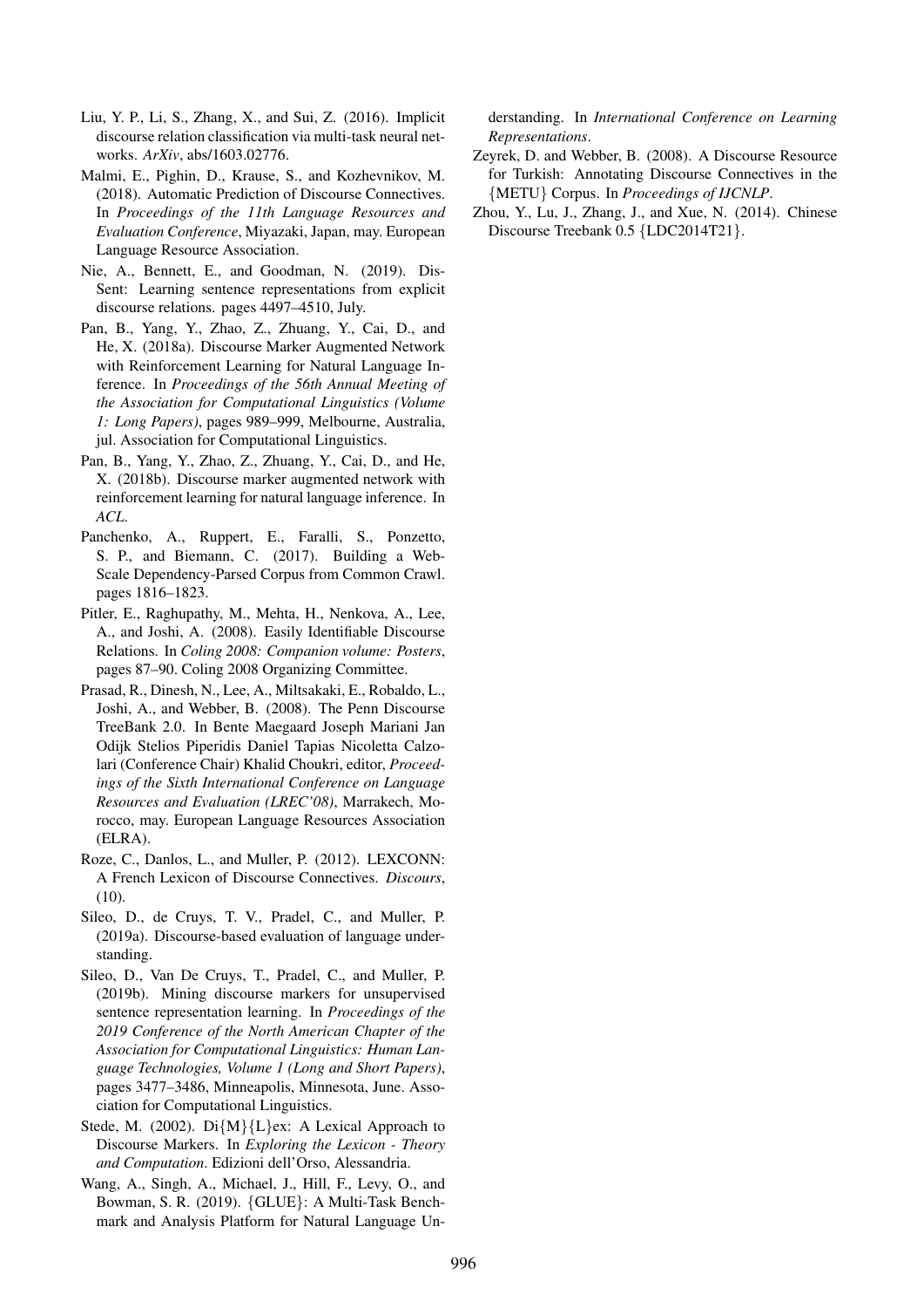Liu, Y. P., Li, S., Zhang, X., and Sui, Z. (2016). Implicit discourse relation classification via multi-task neural networks. *ArXiv*, abs/1603.02776.

Malmi, E., Pighin, D., Krause, S., and Kozhevnikov, M. (2018). Automatic Prediction of Discourse Connectives. In *Proceedings of the 11th Language Resources and Evaluation Conference*, Miyazaki, Japan, may. European Language Resource Association.

Nie, A., Bennett, E., and Goodman, N. (2019). DisSent: Learning sentence representations from explicit discourse relations. pages 4497–4510, July.

Pan, B., Yang, Y., Zhao, Z., Zhuang, Y., Cai, D., and He, X. (2018a). Discourse Marker Augmented Network with Reinforcement Learning for Natural Language Inference. In *Proceedings of the 56th Annual Meeting of the Association for Computational Linguistics (Volume 1: Long Papers)*, pages 989–999, Melbourne, Australia, jul. Association for Computational Linguistics.

Pan, B., Yang, Y., Zhao, Z., Zhuang, Y., Cai, D., and He, X. (2018b). Discourse marker augmented network with reinforcement learning for natural language inference. In *ACL*.

Panchenko, A., Ruppert, E., Faralli, S., Ponzetto, S. P., and Biemann, C. (2017). Building a Web-Scale Dependency-Parsed Corpus from Common Crawl. pages 1816–1823.

Pitler, E., Raghupathy, M., Mehta, H., Nenkova, A., Lee, A., and Joshi, A. (2008). Easily Identifiable Discourse Relations. In *Coling 2008: Companion volume: Posters*, pages 87–90. Coling 2008 Organizing Committee.

Prasad, R., Dinesh, N., Lee, A., Miltsakaki, E., Robaldo, L., Joshi, A., and Webber, B. (2008). The Penn Discourse TreeBank 2.0. In Bente Maegaard Joseph Mariani Jan Odijk Stelios Piperidis Daniel Tapias Nicoletta Calzolari (Conference Chair) Khalid Choukri, editor, *Proceedings of the Sixth International Conference on Language Resources and Evaluation (LREC'08)*, Marrakech, Morocco, may. European Language Resources Association (ELRA).

Roze, C., Danlos, L., and Muller, P. (2012). LEXCONN: A French Lexicon of Discourse Connectives. *Discours*, (10).

Sileo, D., de Cruys, T. V., Pradel, C., and Muller, P. (2019a). Discourse-based evaluation of language understanding.

Sileo, D., Van De Cruys, T., Pradel, C., and Muller, P. (2019b). Mining discourse markers for unsupervised sentence representation learning. In *Proceedings of the 2019 Conference of the North American Chapter of the Association for Computational Linguistics: Human Language Technologies, Volume 1 (Long and Short Papers)*, pages 3477–3486, Minneapolis, Minnesota, June. Association for Computational Linguistics.

Stede, M. (2002). Di{M}{L}ex: A Lexical Approach to Discourse Markers. In *Exploring the Lexicon - Theory and Computation*. Edizioni dell'Orso, Alessandria.

Wang, A., Singh, A., Michael, J., Hill, F., Levy, O., and Bowman, S. R. (2019). {GLUE}: A Multi-Task Benchmark and Analysis Platform for Natural Language Understanding. In *International Conference on Learning Representations*.

Zeyrek, D. and Webber, B. (2008). A Discourse Resource for Turkish: Annotating Discourse Connectives in the {METU} Corpus. In *Proceedings of IJCNLP*.

Zhou, Y., Lu, J., Zhang, J., and Xue, N. (2014). Chinese Discourse Treebank 0.5 {LDC2014T21}.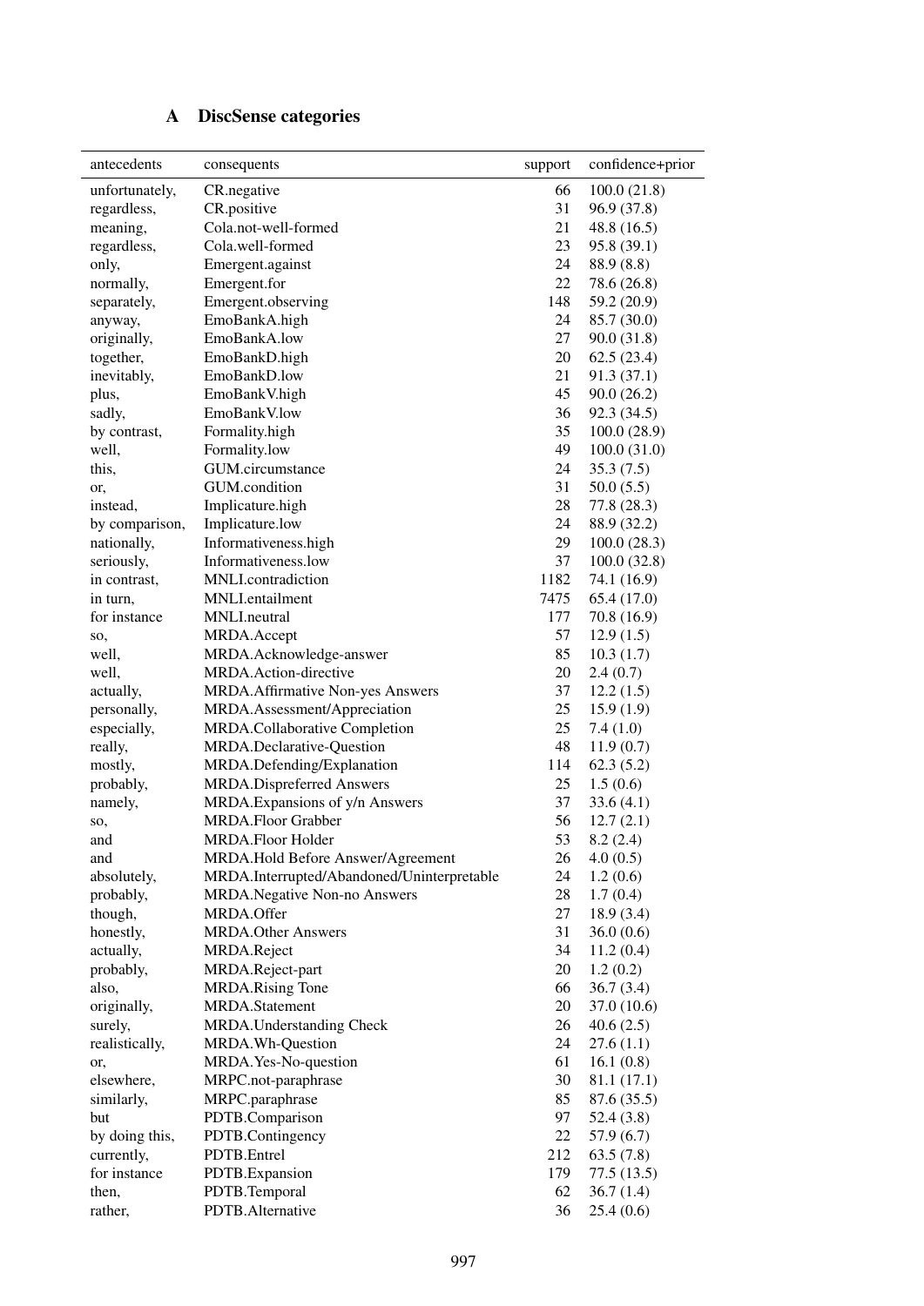# A DiscSense categories

| antecedents | consequents | support | confidence+prior |
|---|---|---|---|
| unfortunately, | CR.negative | 66 | 100.0 (21.8) |
| regardless, | CR.positive | 31 | 96.9 (37.8) |
| meaning, | Cola.not-well-formed | 21 | 48.8 (16.5) |
| regardless, | Cola.well-formed | 23 | 95.8 (39.1) |
| only, | Emergent.against | 24 | 88.9 (8.8) |
| normally, | Emergent.for | 22 | 78.6 (26.8) |
| separately, | Emergent.observing | 148 | 59.2 (20.9) |
| anyway, | EmoBankA.high | 24 | 85.7 (30.0) |
| originally, | EmoBankA.low | 27 | 90.0 (31.8) |
| together, | EmoBankD.high | 20 | 62.5 (23.4) |
| inevitably, | EmoBankD.low | 21 | 91.3 (37.1) |
| plus, | EmoBankV.high | 45 | 90.0 (26.2) |
| sadly, | EmoBankV.low | 36 | 92.3 (34.5) |
| by contrast, | Formality.high | 35 | 100.0 (28.9) |
| well, | Formality.low | 49 | 100.0 (31.0) |
| this, | GUM.circumstance | 24 | 35.3 (7.5) |
| or, | GUM.condition | 31 | 50.0 (5.5) |
| instead, | Implicature.high | 28 | 77.8 (28.3) |
| by comparison, | Implicature.low | 24 | 88.9 (32.2) |
| nationally, | Informativeness.high | 29 | 100.0 (28.3) |
| seriously, | Informativeness.low | 37 | 100.0 (32.8) |
| in contrast, | MNLI.contradiction | 1182 | 74.1 (16.9) |
| in turn, | MNLI.entailment | 7475 | 65.4 (17.0) |
| for instance | MNLI.neutral | 177 | 70.8 (16.9) |
| so, | MRDA.Accept | 57 | 12.9 (1.5) |
| well, | MRDA.Acknowledge-answer | 85 | 10.3 (1.7) |
| well, | MRDA.Action-directive | 20 | 2.4 (0.7) |
| actually, | MRDA.Affirmative Non-yes Answers | 37 | 12.2 (1.5) |
| personally, | MRDA.Assessment/Appreciation | 25 | 15.9 (1.9) |
| especially, | MRDA.Collaborative Completion | 25 | 7.4 (1.0) |
| really, | MRDA.Declarative-Question | 48 | 11.9 (0.7) |
| mostly, | MRDA.Defending/Explanation | 114 | 62.3 (5.2) |
| probably, | MRDA.Dispreferred Answers | 25 | 1.5 (0.6) |
| namely, | MRDA.Expansions of y/n Answers | 37 | 33.6 (4.1) |
| so, | MRDA.Floor Grabber | 56 | 12.7 (2.1) |
| and | MRDA.Floor Holder | 53 | 8.2 (2.4) |
| and | MRDA.Hold Before Answer/Agreement | 26 | 4.0 (0.5) |
| absolutely, | MRDA.Interrupted/Abandoned/Uninterpretable | 24 | 1.2 (0.6) |
| probably, | MRDA.Negative Non-no Answers | 28 | 1.7 (0.4) |
| though, | MRDA.Offer | 27 | 18.9 (3.4) |
| honestly, | MRDA.Other Answers | 31 | 36.0 (0.6) |
| actually, | MRDA.Reject | 34 | 11.2 (0.4) |
| probably, | MRDA.Reject-part | 20 | 1.2 (0.2) |
| also, | MRDA.Rising Tone | 66 | 36.7 (3.4) |
| originally, | MRDA.Statement | 20 | 37.0 (10.6) |
| surely, | MRDA.Understanding Check | 26 | 40.6 (2.5) |
| realistically, | MRDA.Wh-Question | 24 | 27.6 (1.1) |
| or, | MRDA.Yes-No-question | 61 | 16.1 (0.8) |
| elsewhere, | MRPC.not-paraphrase | 30 | 81.1 (17.1) |
| similarly, | MRPC.paraphrase | 85 | 87.6 (35.5) |
| but | PDTB.Comparison | 97 | 52.4 (3.8) |
| by doing this, | PDTB.Contingency | 22 | 57.9 (6.7) |
| currently, | PDTB.Entrel | 212 | 63.5 (7.8) |
| for instance | PDTB.Expansion | 179 | 77.5 (13.5) |
| then, | PDTB.Temporal | 62 | 36.7 (1.4) |
| rather, | PDTB.Alternative | 36 | 25.4 (0.6) |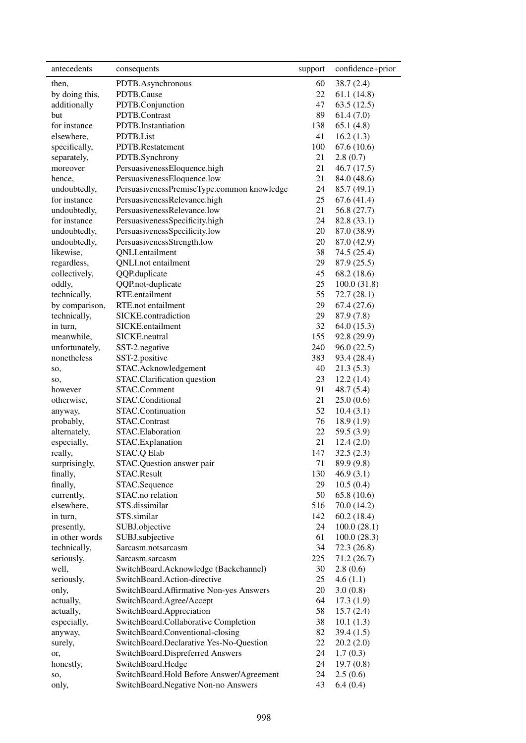| antecedents | consequents | support | confidence+prior |
|---|---|---|---|
| then, | PDTB.Asynchronous | 60 | 38.7 (2.4) |
| by doing this, | PDTB.Cause | 22 | 61.1 (14.8) |
| additionally | PDTB.Conjunction | 47 | 63.5 (12.5) |
| but | PDTB.Contrast | 89 | 61.4 (7.0) |
| for instance | PDTB.Instantiation | 138 | 65.1 (4.8) |
| elsewhere, | PDTB.List | 41 | 16.2 (1.3) |
| specifically, | PDTB.Restatement | 100 | 67.6 (10.6) |
| separately, | PDTB.Synchrony | 21 | 2.8 (0.7) |
| moreover | PersuasivenessEloquence.high | 21 | 46.7 (17.5) |
| hence, | PersuasivenessEloquence.low | 21 | 84.0 (48.6) |
| undoubtedly, | PersuasivenessPremiseType.common knowledge | 24 | 85.7 (49.1) |
| for instance | PersuasivenessRelevance.high | 25 | 67.6 (41.4) |
| undoubtedly, | PersuasivenessRelevance.low | 21 | 56.8 (27.7) |
| for instance | PersuasivenessSpecificity.high | 24 | 82.8 (33.1) |
| undoubtedly, | PersuasivenessSpecificity.low | 20 | 87.0 (38.9) |
| undoubtedly, | PersuasivenessStrength.low | 20 | 87.0 (42.9) |
| likewise, | QNLI.entailment | 38 | 74.5 (25.4) |
| regardless, | QNLI.not entailment | 29 | 87.9 (25.5) |
| collectively, | QQP.duplicate | 45 | 68.2 (18.6) |
| oddly, | QQP.not-duplicate | 25 | 100.0 (31.8) |
| technically, | RTE.entailment | 55 | 72.7 (28.1) |
| by comparison, | RTE.not entailment | 29 | 67.4 (27.6) |
| technically, | SICKE.contradiction | 29 | 87.9 (7.8) |
| in turn, | SICKE.entailment | 32 | 64.0 (15.3) |
| meanwhile, | SICKE.neutral | 155 | 92.8 (29.9) |
| unfortunately, | SST-2.negative | 240 | 96.0 (22.5) |
| nonetheless | SST-2.positive | 383 | 93.4 (28.4) |
| so, | STAC.Acknowledgement | 40 | 21.3 (5.3) |
| so, | STAC.Clarification question | 23 | 12.2 (1.4) |
| however | STAC.Comment | 91 | 48.7 (5.4) |
| otherwise, | STAC.Conditional | 21 | 25.0 (0.6) |
| anyway, | STAC.Continuation | 52 | 10.4 (3.1) |
| probably, | STAC.Contrast | 76 | 18.9 (1.9) |
| alternately, | STAC.Elaboration | 22 | 59.5 (3.9) |
| especially, | STAC.Explanation | 21 | 12.4 (2.0) |
| really, | STAC.Q Elab | 147 | 32.5 (2.3) |
| surprisingly, | STAC.Question answer pair | 71 | 89.9 (9.8) |
| finally, | STAC.Result | 130 | 46.9 (3.1) |
| finally, | STAC.Sequence | 29 | 10.5 (0.4) |
| currently, | STAC.no relation | 50 | 65.8 (10.6) |
| elsewhere, | STS.dissimilar | 516 | 70.0 (14.2) |
| in turn, | STS.similar | 142 | 60.2 (18.4) |
| presently, | SUBJ.objective | 24 | 100.0 (28.1) |
| in other words | SUBJ.subjective | 61 | 100.0 (28.3) |
| technically, | Sarcasm.notsarcasm | 34 | 72.3 (26.8) |
| seriously, | Sarcasm.sarcasm | 225 | 71.2 (26.7) |
| well, | SwitchBoard.Acknowledge (Backchannel) | 30 | 2.8 (0.6) |
| seriously, | SwitchBoard.Action-directive | 25 | 4.6 (1.1) |
| only, | SwitchBoard.Affirmative Non-yes Answers | 20 | 3.0 (0.8) |
| actually, | SwitchBoard.Agree/Accept | 64 | 17.3 (1.9) |
| actually, | SwitchBoard.Appreciation | 58 | 15.7 (2.4) |
| especially, | SwitchBoard.Collaborative Completion | 38 | 10.1 (1.3) |
| anyway, | SwitchBoard.Conventional-closing | 82 | 39.4 (1.5) |
| surely, | SwitchBoard.Declarative Yes-No-Question | 22 | 20.2 (2.0) |
| or, | SwitchBoard.Dispreferred Answers | 24 | 1.7 (0.3) |
| honestly, | SwitchBoard.Hedge | 24 | 19.7 (0.8) |
| so, | SwitchBoard.Hold Before Answer/Agreement | 24 | 2.5 (0.6) |
| only, | SwitchBoard.Negative Non-no Answers | 43 | 6.4 (0.4) |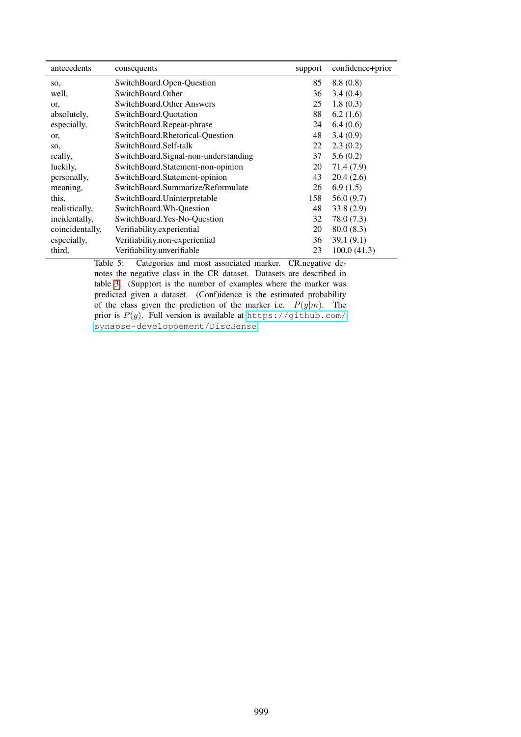| antecedents | consequents | support | confidence+prior |
|---|---|---|---|
| so, | SwitchBoard.Open-Question | 85 | 8.8 (0.8) |
| well, | SwitchBoard.Other | 36 | 3.4 (0.4) |
| or, | SwitchBoard.Other Answers | 25 | 1.8 (0.3) |
| absolutely, | SwitchBoard.Quotation | 88 | 6.2 (1.6) |
| especially, | SwitchBoard.Repeat-phrase | 24 | 6.4 (0.6) |
| or, | SwitchBoard.Rhetorical-Question | 48 | 3.4 (0.9) |
| so, | SwitchBoard.Self-talk | 22 | 2.3 (0.2) |
| really, | SwitchBoard.Signal-non-understanding | 37 | 5.6 (0.2) |
| luckily, | SwitchBoard.Statement-non-opinion | 20 | 71.4 (7.9) |
| personally, | SwitchBoard.Statement-opinion | 43 | 20.4 (2.6) |
| meaning, | SwitchBoard.Summarize/Reformulate | 26 | 6.9 (1.5) |
| this, | SwitchBoard.Uninterpretable | 158 | 56.0 (9.7) |
| realistically, | SwitchBoard.Wh-Question | 48 | 33.8 (2.9) |
| incidentally, | SwitchBoard.Yes-No-Question | 32 | 78.0 (7.3) |
| coincidentally, | Verifiability.experiential | 20 | 80.0 (8.3) |
| especially, | Verifiability.non-experiential | 36 | 39.1 (9.1) |
| third, | Verifiability.unverifiable | 23 | 100.0 (41.3) |

Table 5: Categories and most associated marker. CR.negative denotes the negative class in the CR dataset. Datasets are described in table 3. (Supp)ort is the number of examples where the marker was predicted given a dataset. (Conf)idence is the estimated probability of the class given the prediction of the marker i.e. $P(y|m)$. The prior is $P(y)$. Full version is available at https://github.com/synapse-developpement/DiscSense